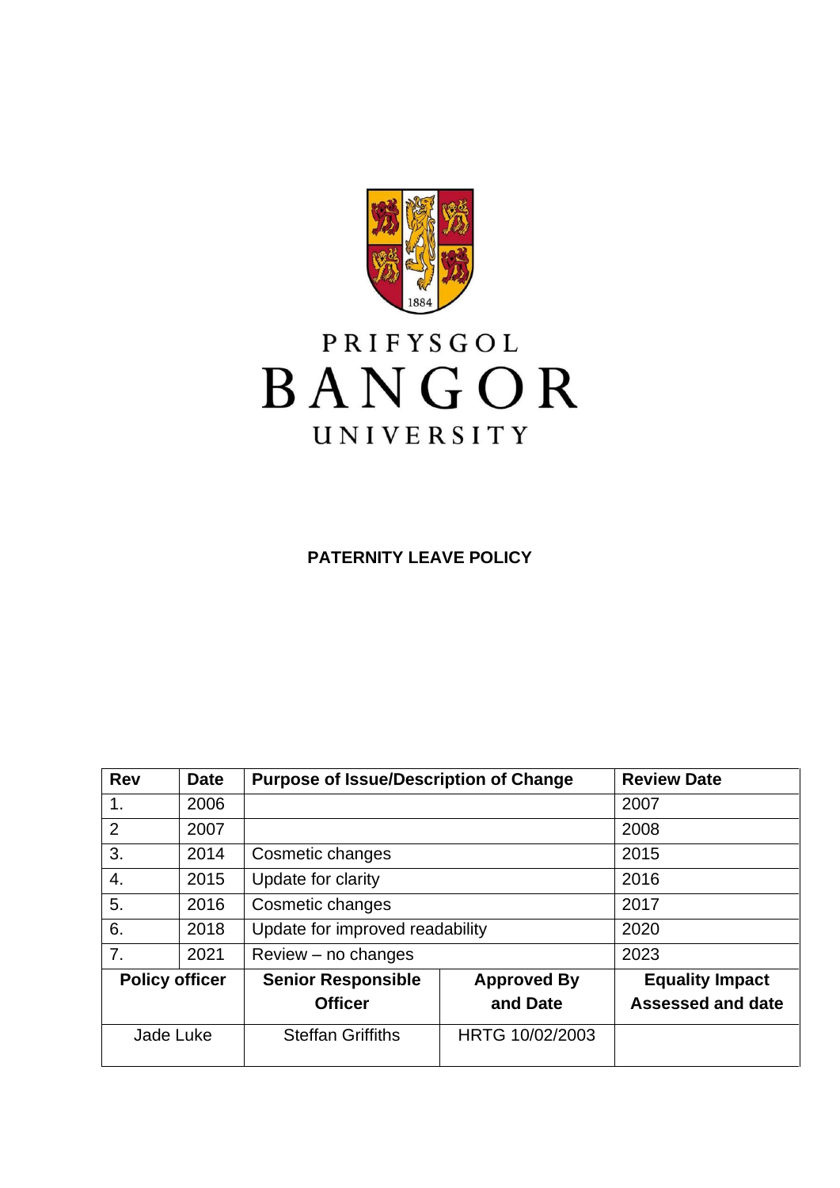PRIFYSGOL
BANGOR
UNIVERSITY

**PATERNITY LEAVE POLICY**

| Rev | Date | Purpose of Issue/Description of Change | | Review Date |
|---|---|---|---|---|
| 1. | 2006 | | | 2007 |
| 2 | 2007 | | | 2008 |
| 3. | 2014 | Cosmetic changes | | 2015 |
| 4. | 2015 | Update for clarity | | 2016 |
| 5. | 2016 | Cosmetic changes | | 2017 |
| 6. | 2018 | Update for improved readability | | 2020 |
| 7. | 2021 | Review – no changes | | 2023 |
| **Policy officer** | | **Senior Responsible Officer** | **Approved By and Date** | **Equality Impact Assessed and date** |
| Jade Luke | | Steffan Griffiths | HRTG 10/02/2003 | |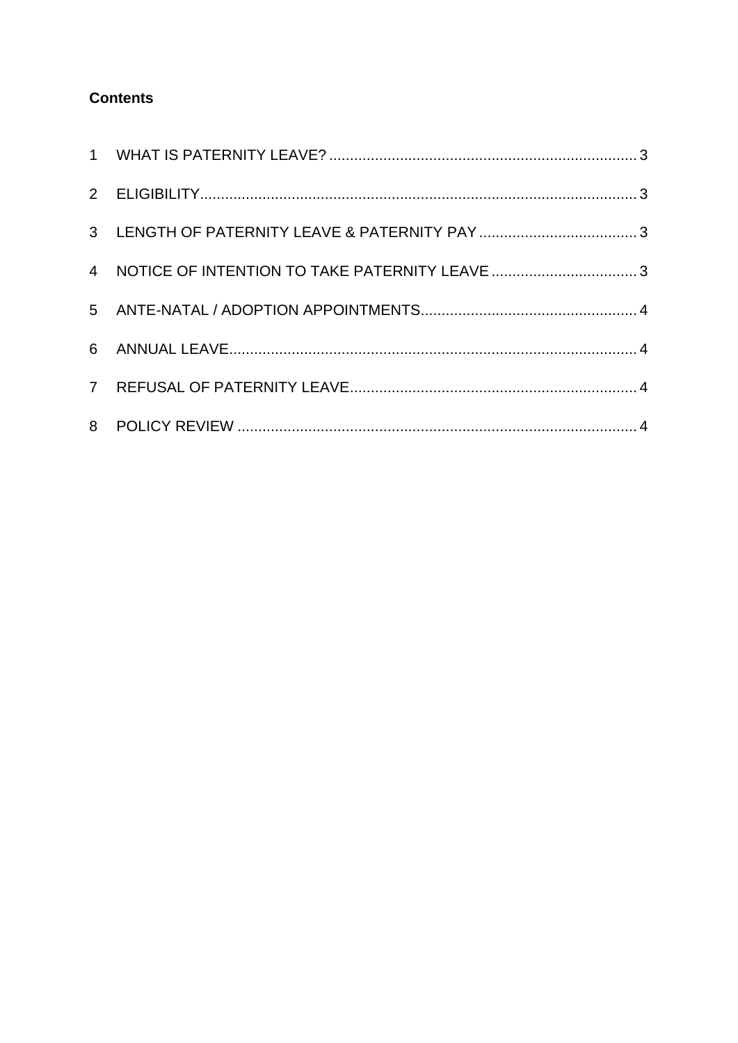**Contents**

1 WHAT IS PATERNITY LEAVE? ........................................ 3

2 ELIGIBILITY ........................................ 3

3 LENGTH OF PATERNITY LEAVE & PATERNITY PAY ........................................ 3

4 NOTICE OF INTENTION TO TAKE PATERNITY LEAVE ........................................ 3

5 ANTE-NATAL / ADOPTION APPOINTMENTS ........................................ 4

6 ANNUAL LEAVE ........................................ 4

7 REFUSAL OF PATERNITY LEAVE ........................................ 4

8 POLICY REVIEW ........................................ 4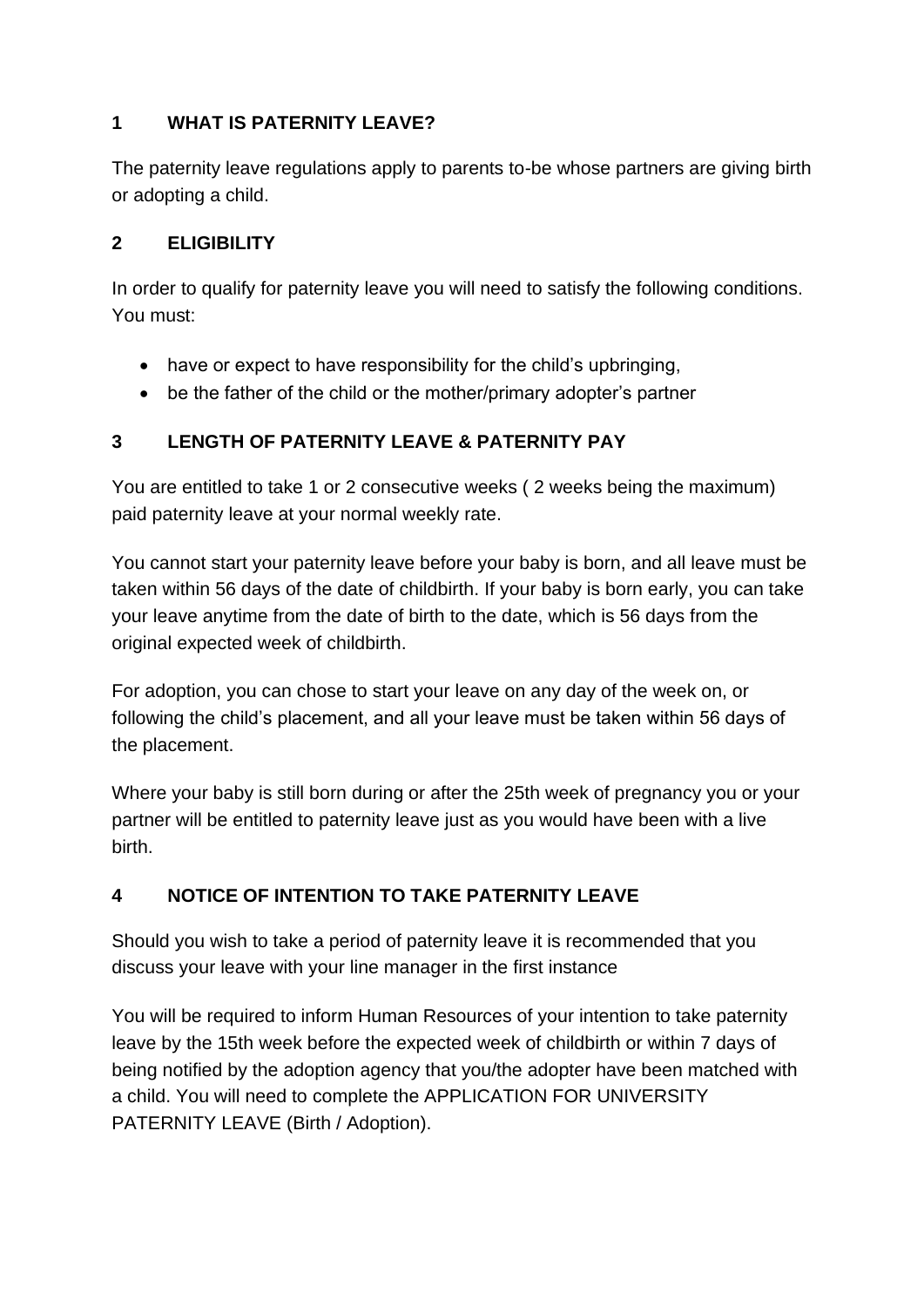## 1 WHAT IS PATERNITY LEAVE?

The paternity leave regulations apply to parents to-be whose partners are giving birth or adopting a child.

## 2 ELIGIBILITY

In order to qualify for paternity leave you will need to satisfy the following conditions. You must:

- have or expect to have responsibility for the child's upbringing,
- be the father of the child or the mother/primary adopter's partner

## 3 LENGTH OF PATERNITY LEAVE & PATERNITY PAY

You are entitled to take 1 or 2 consecutive weeks ( 2 weeks being the maximum) paid paternity leave at your normal weekly rate.

You cannot start your paternity leave before your baby is born, and all leave must be taken within 56 days of the date of childbirth. If your baby is born early, you can take your leave anytime from the date of birth to the date, which is 56 days from the original expected week of childbirth.

For adoption, you can chose to start your leave on any day of the week on, or following the child's placement, and all your leave must be taken within 56 days of the placement.

Where your baby is still born during or after the 25th week of pregnancy you or your partner will be entitled to paternity leave just as you would have been with a live birth.

## 4 NOTICE OF INTENTION TO TAKE PATERNITY LEAVE

Should you wish to take a period of paternity leave it is recommended that you discuss your leave with your line manager in the first instance

You will be required to inform Human Resources of your intention to take paternity leave by the 15th week before the expected week of childbirth or within 7 days of being notified by the adoption agency that you/the adopter have been matched with a child. You will need to complete the APPLICATION FOR UNIVERSITY PATERNITY LEAVE (Birth / Adoption).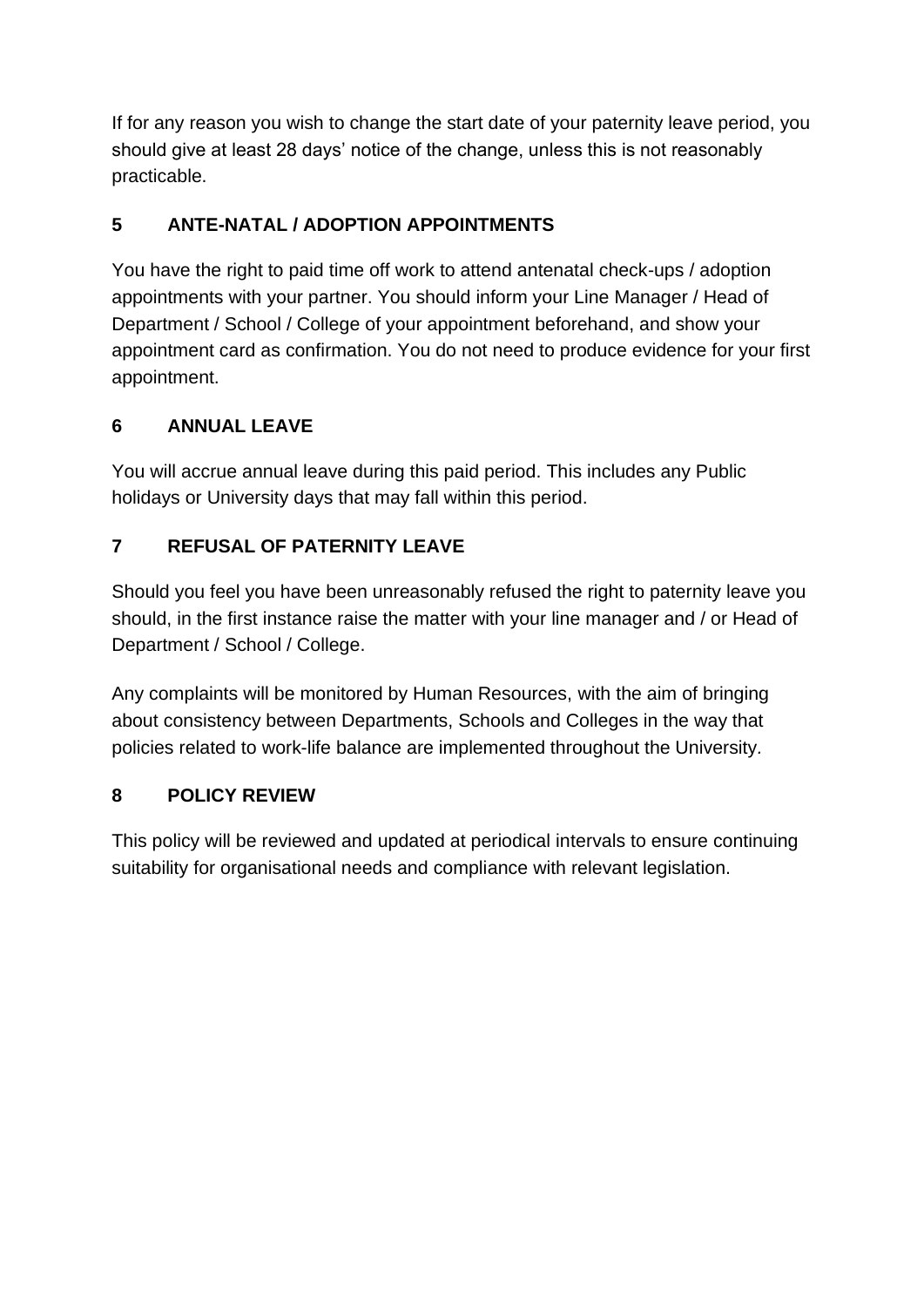If for any reason you wish to change the start date of your paternity leave period, you should give at least 28 days' notice of the change, unless this is not reasonably practicable.

## 5 ANTE-NATAL / ADOPTION APPOINTMENTS

You have the right to paid time off work to attend antenatal check-ups / adoption appointments with your partner. You should inform your Line Manager / Head of Department / School / College of your appointment beforehand, and show your appointment card as confirmation. You do not need to produce evidence for your first appointment.

## 6 ANNUAL LEAVE

You will accrue annual leave during this paid period. This includes any Public holidays or University days that may fall within this period.

## 7 REFUSAL OF PATERNITY LEAVE

Should you feel you have been unreasonably refused the right to paternity leave you should, in the first instance raise the matter with your line manager and / or Head of Department / School / College.

Any complaints will be monitored by Human Resources, with the aim of bringing about consistency between Departments, Schools and Colleges in the way that policies related to work-life balance are implemented throughout the University.

## 8 POLICY REVIEW

This policy will be reviewed and updated at periodical intervals to ensure continuing suitability for organisational needs and compliance with relevant legislation.